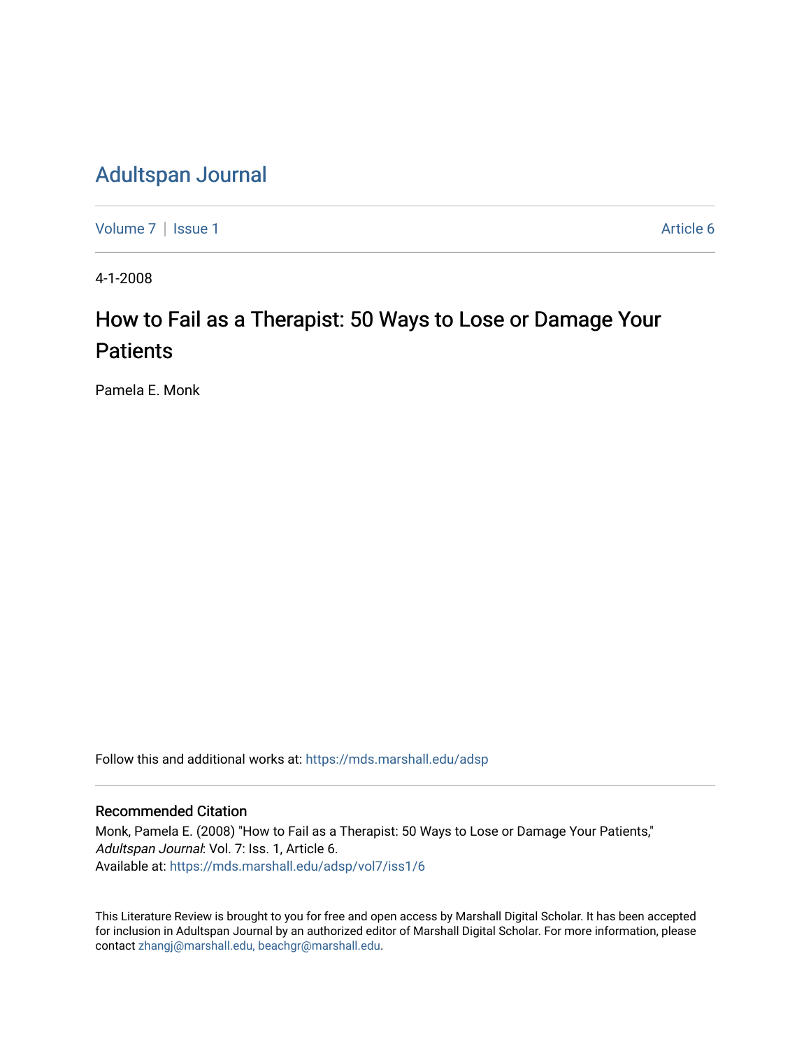# Adultspan Journal

Volume 7 | Issue 1 Article 6

4-1-2008

## How to Fail as a Therapist: 50 Ways to Lose or Damage Your Patients

Pamela E. Monk

Follow this and additional works at: https://mds.marshall.edu/adsp

### Recommended Citation

Monk, Pamela E. (2008) "How to Fail as a Therapist: 50 Ways to Lose or Damage Your Patients," *Adultspan Journal*: Vol. 7: Iss. 1, Article 6.
Available at: https://mds.marshall.edu/adsp/vol7/iss1/6

This Literature Review is brought to you for free and open access by Marshall Digital Scholar. It has been accepted for inclusion in Adultspan Journal by an authorized editor of Marshall Digital Scholar. For more information, please contact zhangj@marshall.edu, beachgr@marshall.edu.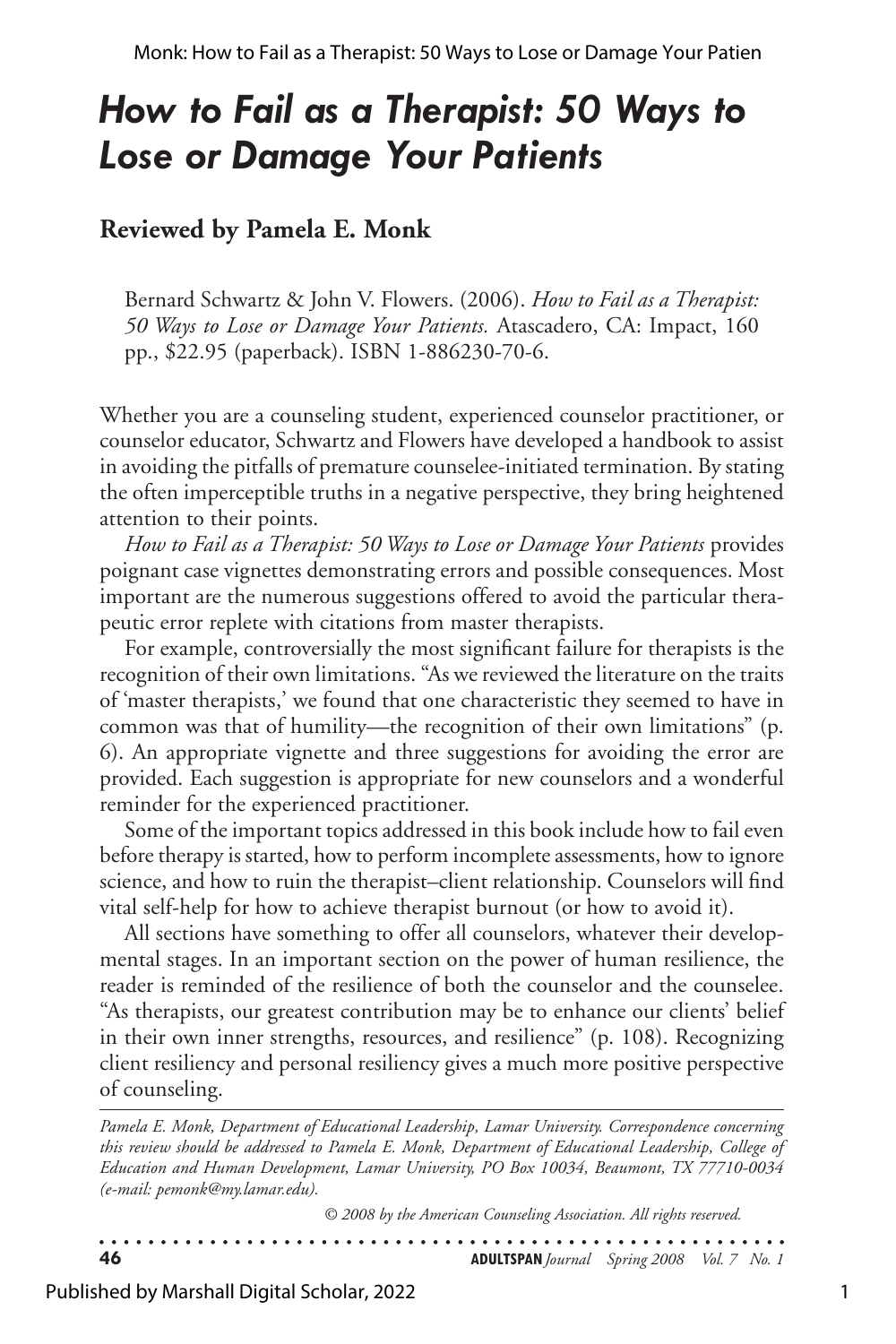# How to Fail as a Therapist: 50 Ways to Lose or Damage Your Patients

## Reviewed by Pamela E. Monk

Bernard Schwartz & John V. Flowers. (2006). *How to Fail as a Therapist: 50 Ways to Lose or Damage Your Patients.* Atascadero, CA: Impact, 160 pp., $22.95 (paperback). ISBN 1-886230-70-6.

Whether you are a counseling student, experienced counselor practitioner, or counselor educator, Schwartz and Flowers have developed a handbook to assist in avoiding the pitfalls of premature counselee-initiated termination. By stating the often imperceptible truths in a negative perspective, they bring heightened attention to their points.

*How to Fail as a Therapist: 50 Ways to Lose or Damage Your Patients* provides poignant case vignettes demonstrating errors and possible consequences. Most important are the numerous suggestions offered to avoid the particular therapeutic error replete with citations from master therapists.

For example, controversially the most significant failure for therapists is the recognition of their own limitations. "As we reviewed the literature on the traits of 'master therapists,' we found that one characteristic they seemed to have in common was that of humility—the recognition of their own limitations" (p. 6). An appropriate vignette and three suggestions for avoiding the error are provided. Each suggestion is appropriate for new counselors and a wonderful reminder for the experienced practitioner.

Some of the important topics addressed in this book include how to fail even before therapy is started, how to perform incomplete assessments, how to ignore science, and how to ruin the therapist–client relationship. Counselors will find vital self-help for how to achieve therapist burnout (or how to avoid it).

All sections have something to offer all counselors, whatever their developmental stages. In an important section on the power of human resilience, the reader is reminded of the resilience of both the counselor and the counselee. "As therapists, our greatest contribution may be to enhance our clients' belief in their own inner strengths, resources, and resilience" (p. 108). Recognizing client resiliency and personal resiliency gives a much more positive perspective of counseling.

*Pamela E. Monk, Department of Educational Leadership, Lamar University. Correspondence concerning this review should be addressed to Pamela E. Monk, Department of Educational Leadership, College of Education and Human Development, Lamar University, PO Box 10034, Beaumont, TX 77710-0034 (e-mail: pemonk@my.lamar.edu).*

*© 2008 by the American Counseling Association. All rights reserved.*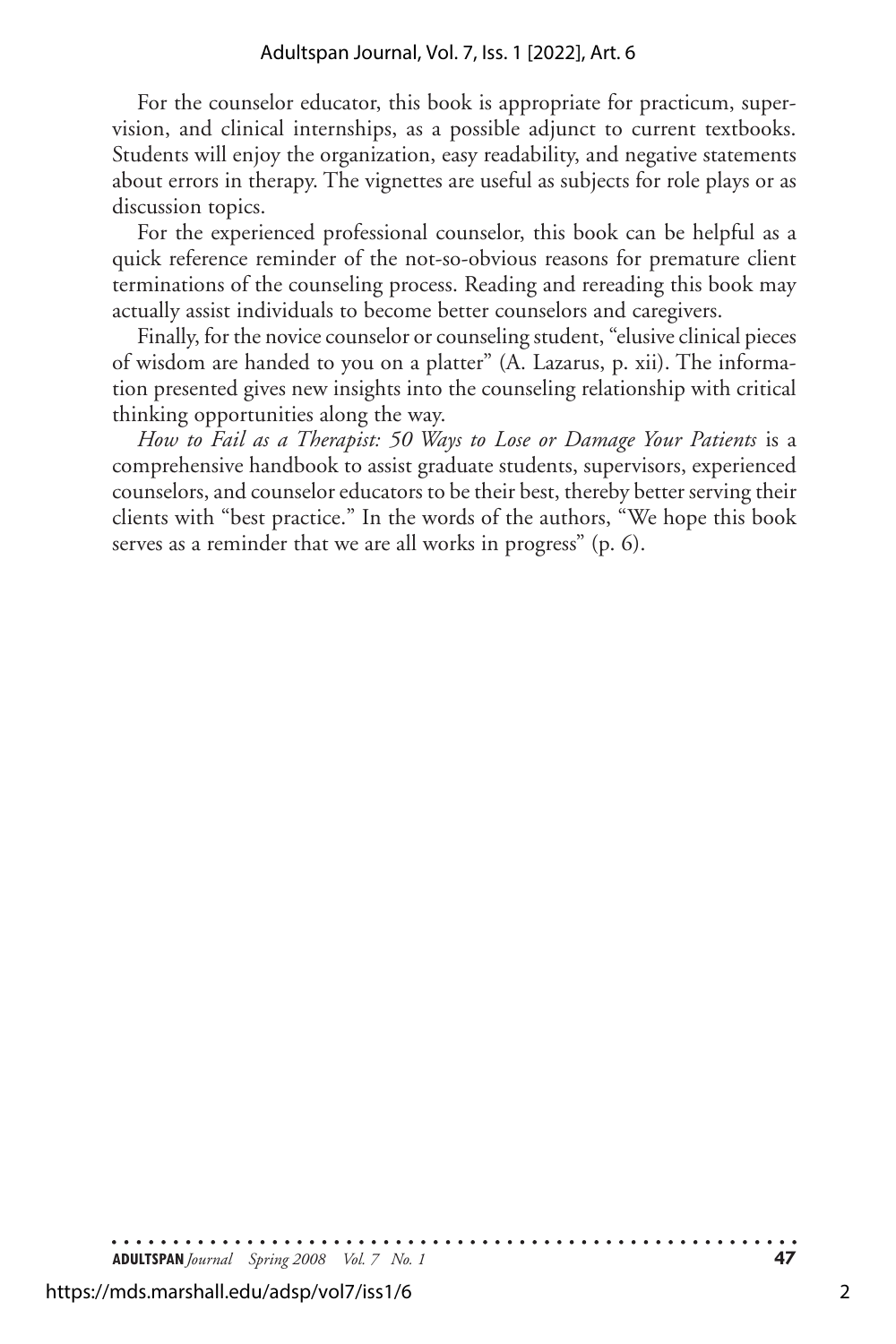For the counselor educator, this book is appropriate for practicum, supervision, and clinical internships, as a possible adjunct to current textbooks. Students will enjoy the organization, easy readability, and negative statements about errors in therapy. The vignettes are useful as subjects for role plays or as discussion topics.

For the experienced professional counselor, this book can be helpful as a quick reference reminder of the not-so-obvious reasons for premature client terminations of the counseling process. Reading and rereading this book may actually assist individuals to become better counselors and caregivers.

Finally, for the novice counselor or counseling student, "elusive clinical pieces of wisdom are handed to you on a platter" (A. Lazarus, p. xii). The information presented gives new insights into the counseling relationship with critical thinking opportunities along the way.

*How to Fail as a Therapist: 50 Ways to Lose or Damage Your Patients* is a comprehensive handbook to assist graduate students, supervisors, experienced counselors, and counselor educators to be their best, thereby better serving their clients with "best practice." In the words of the authors, "We hope this book serves as a reminder that we are all works in progress" (p. 6).